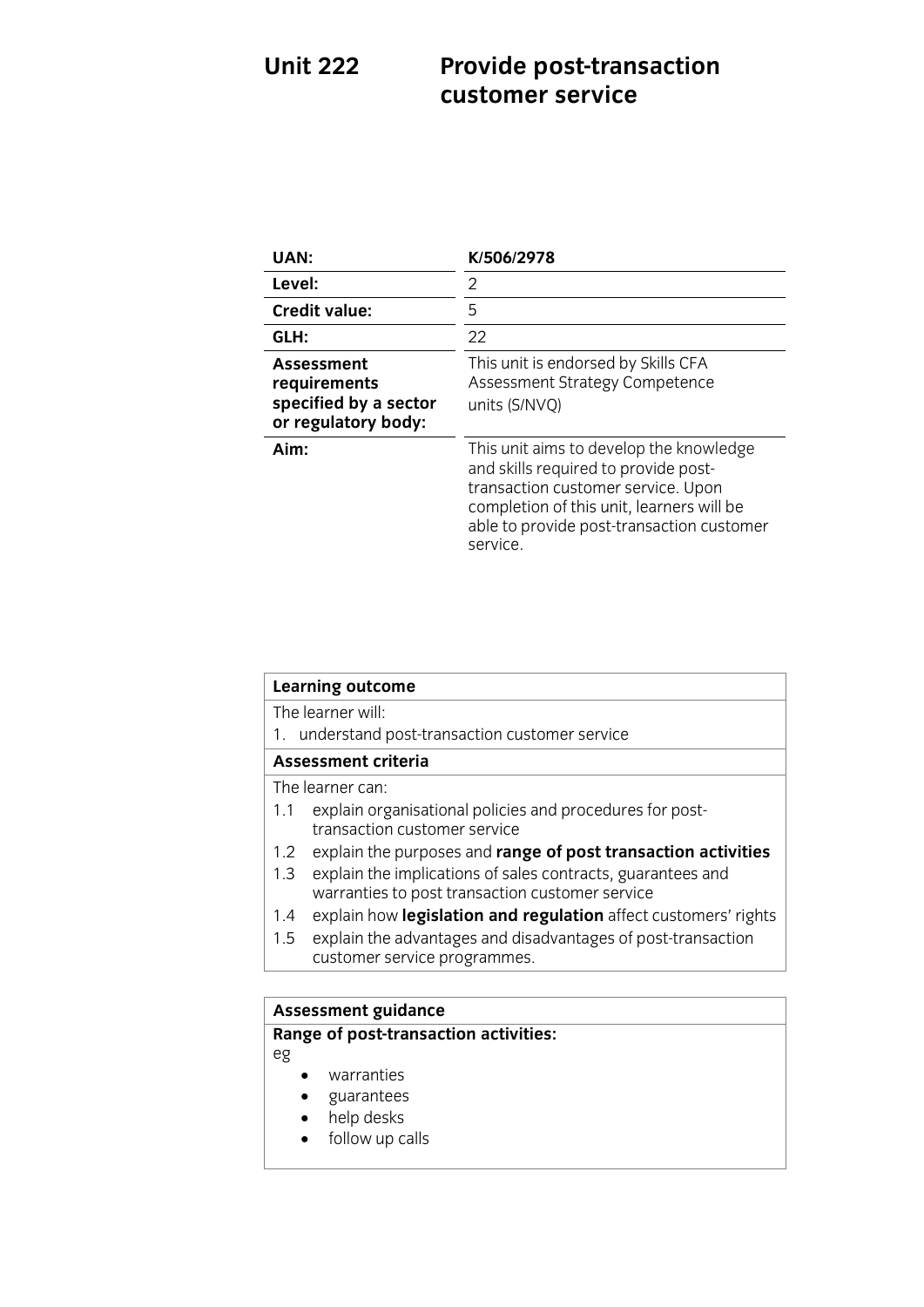# Unit 222 Provide post-transaction customer service

| UAN: | K/506/2978 |
|---|---|
| Level: | 2 |
| Credit value: | 5 |
| GLH: | 22 |
| Assessment requirements specified by a sector or regulatory body: | This unit is endorsed by Skills CFA Assessment Strategy Competence units (S/NVQ) |
| Aim: | This unit aims to develop the knowledge and skills required to provide post-transaction customer service. Upon completion of this unit, learners will be able to provide post-transaction customer service. |

| **Learning outcome** |
|---|
| The learner will: |
| 1. understand post-transaction customer service |
| **Assessment criteria** |
| The learner can: |
| 1.1 explain organisational policies and procedures for post-transaction customer service |
| 1.2 explain the purposes and **range of post transaction activities** |
| 1.3 explain the implications of sales contracts, guarantees and warranties to post transaction customer service |
| 1.4 explain how **legislation and regulation** affect customers' rights |
| 1.5 explain the advantages and disadvantages of post-transaction customer service programmes. |

| **Assessment guidance** |
|---|
| **Range of post-transaction activities:** |
| eg<br>• warranties<br>• guarantees<br>• help desks<br>• follow up calls |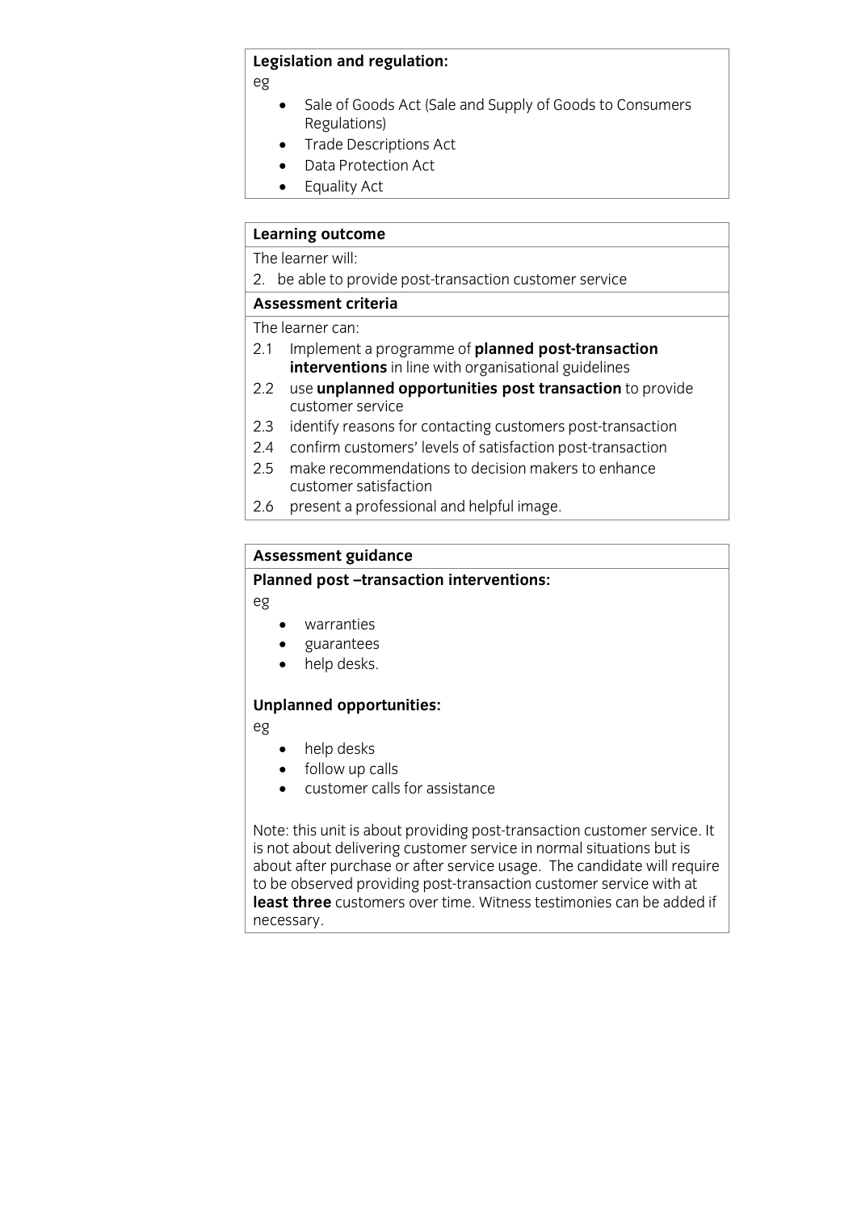**Legislation and regulation:**

eg

- Sale of Goods Act (Sale and Supply of Goods to Consumers Regulations)
- Trade Descriptions Act
- Data Protection Act
- Equality Act

**Learning outcome**

The learner will:

2. be able to provide post-transaction customer service

**Assessment criteria**

The learner can:

2.1 Implement a programme of **planned post-transaction interventions** in line with organisational guidelines
2.2 use **unplanned opportunities post transaction** to provide customer service
2.3 identify reasons for contacting customers post-transaction
2.4 confirm customers' levels of satisfaction post-transaction
2.5 make recommendations to decision makers to enhance customer satisfaction
2.6 present a professional and helpful image.

**Assessment guidance**

**Planned post –transaction interventions:**

eg

- warranties
- guarantees
- help desks.

**Unplanned opportunities:**

eg

- help desks
- follow up calls
- customer calls for assistance

Note: this unit is about providing post-transaction customer service. It is not about delivering customer service in normal situations but is about after purchase or after service usage. The candidate will require to be observed providing post-transaction customer service with at **least three** customers over time. Witness testimonies can be added if necessary.